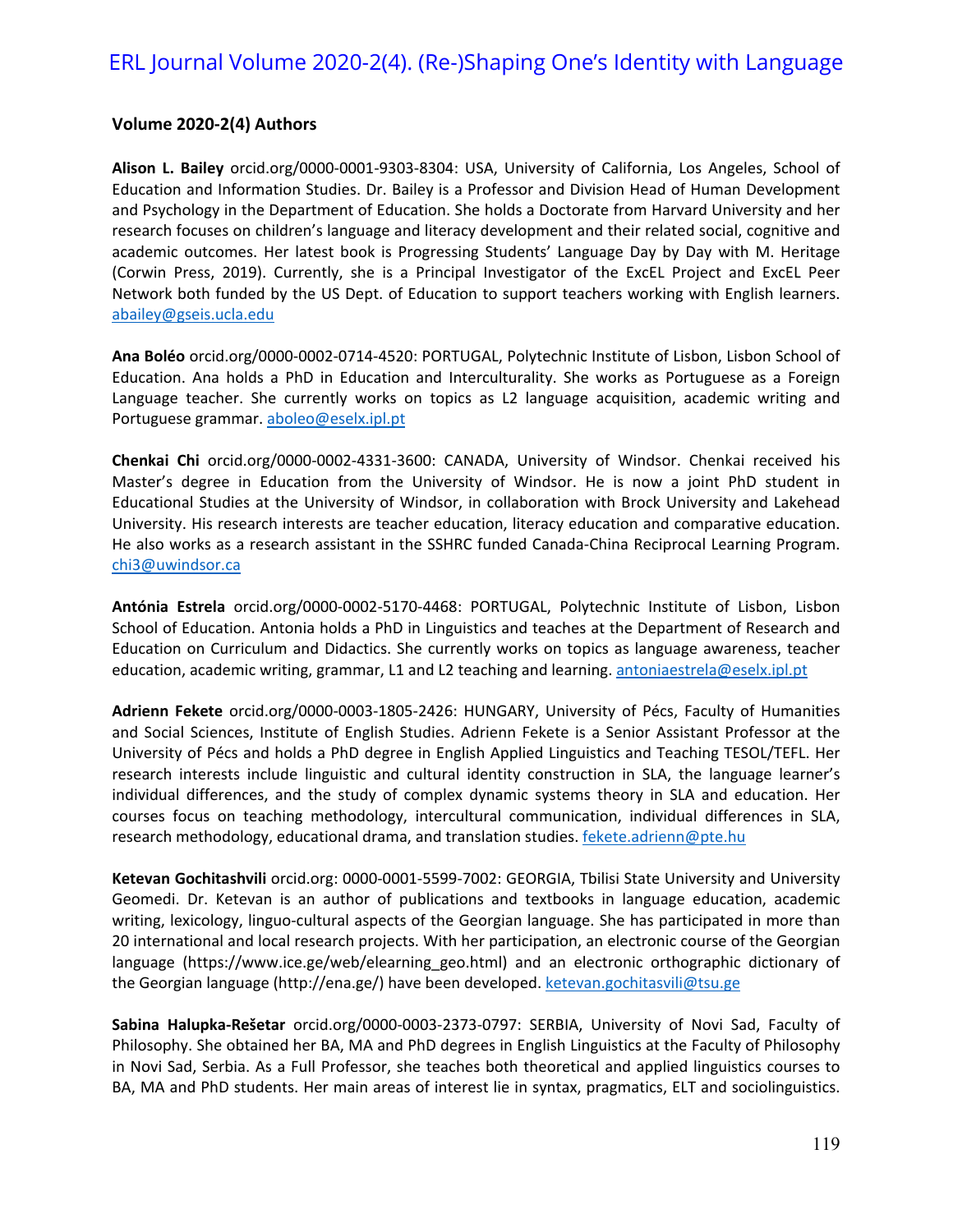## Volume 2020-2(4) Authors

**Alison L. Bailey** orcid.org/0000-0001-9303-8304: USA, University of California, Los Angeles, School of Education and Information Studies. Dr. Bailey is a Professor and Division Head of Human Development and Psychology in the Department of Education. She holds a Doctorate from Harvard University and her research focuses on children's language and literacy development and their related social, cognitive and academic outcomes. Her latest book is Progressing Students' Language Day by Day with M. Heritage (Corwin Press, 2019). Currently, she is a Principal Investigator of the ExcEL Project and ExcEL Peer Network both funded by the US Dept. of Education to support teachers working with English learners. abailey@gseis.ucla.edu

**Ana Boléo** orcid.org/0000-0002-0714-4520: PORTUGAL, Polytechnic Institute of Lisbon, Lisbon School of Education. Ana holds a PhD in Education and Interculturality. She works as Portuguese as a Foreign Language teacher. She currently works on topics as L2 language acquisition, academic writing and Portuguese grammar. aboleo@eselx.ipl.pt

**Chenkai Chi** orcid.org/0000-0002-4331-3600: CANADA, University of Windsor. Chenkai received his Master's degree in Education from the University of Windsor. He is now a joint PhD student in Educational Studies at the University of Windsor, in collaboration with Brock University and Lakehead University. His research interests are teacher education, literacy education and comparative education. He also works as a research assistant in the SSHRC funded Canada-China Reciprocal Learning Program. chi3@uwindsor.ca

**Antónia Estrela** orcid.org/0000-0002-5170-4468: PORTUGAL, Polytechnic Institute of Lisbon, Lisbon School of Education. Antonia holds a PhD in Linguistics and teaches at the Department of Research and Education on Curriculum and Didactics. She currently works on topics as language awareness, teacher education, academic writing, grammar, L1 and L2 teaching and learning. antoniaestrela@eselx.ipl.pt

**Adrienn Fekete** orcid.org/0000-0003-1805-2426: HUNGARY, University of Pécs, Faculty of Humanities and Social Sciences, Institute of English Studies. Adrienn Fekete is a Senior Assistant Professor at the University of Pécs and holds a PhD degree in English Applied Linguistics and Teaching TESOL/TEFL. Her research interests include linguistic and cultural identity construction in SLA, the language learner's individual differences, and the study of complex dynamic systems theory in SLA and education. Her courses focus on teaching methodology, intercultural communication, individual differences in SLA, research methodology, educational drama, and translation studies. fekete.adrienn@pte.hu

**Ketevan Gochitashvili** orcid.org: 0000-0001-5599-7002: GEORGIA, Tbilisi State University and University Geomedi. Dr. Ketevan is an author of publications and textbooks in language education, academic writing, lexicology, linguo-cultural aspects of the Georgian language. She has participated in more than 20 international and local research projects. With her participation, an electronic course of the Georgian language (https://www.ice.ge/web/elearning_geo.html) and an electronic orthographic dictionary of the Georgian language (http://ena.ge/) have been developed. ketevan.gochitasvili@tsu.ge

**Sabina Halupka-Rešetar** orcid.org/0000-0003-2373-0797: SERBIA, University of Novi Sad, Faculty of Philosophy. She obtained her BA, MA and PhD degrees in English Linguistics at the Faculty of Philosophy in Novi Sad, Serbia. As a Full Professor, she teaches both theoretical and applied linguistics courses to BA, MA and PhD students. Her main areas of interest lie in syntax, pragmatics, ELT and sociolinguistics.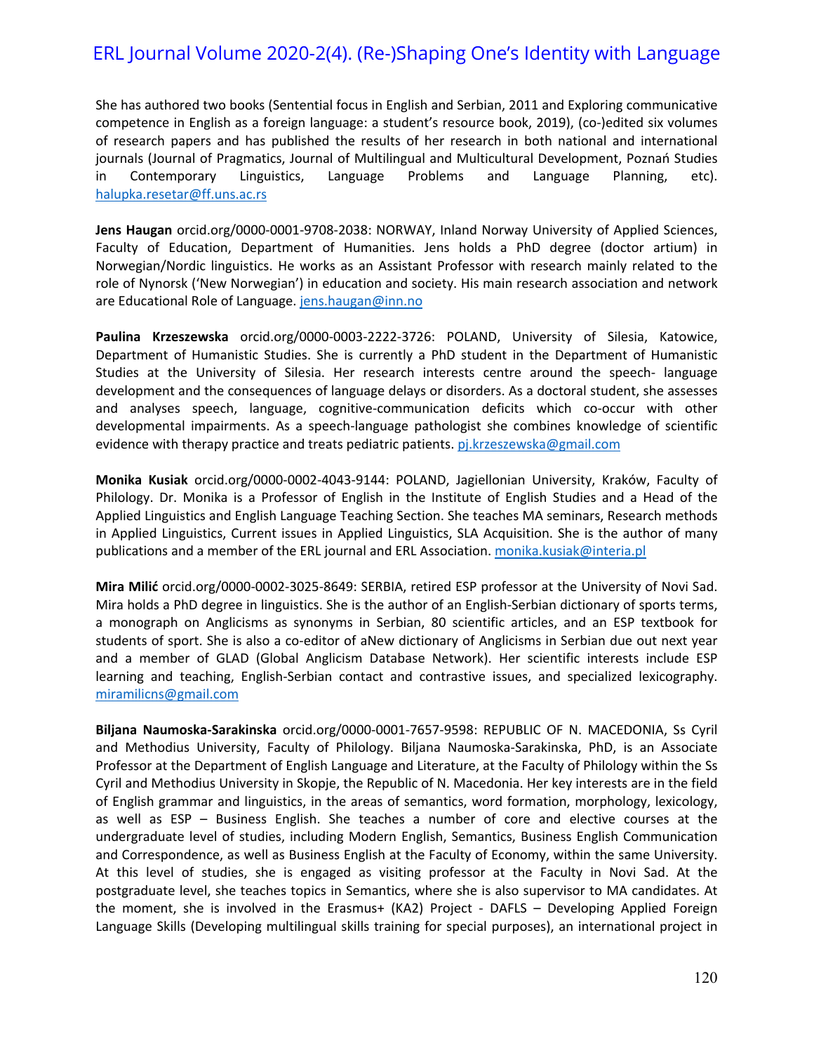She has authored two books (Sentential focus in English and Serbian, 2011 and Exploring communicative competence in English as a foreign language: a student's resource book, 2019), (co-)edited six volumes of research papers and has published the results of her research in both national and international journals (Journal of Pragmatics, Journal of Multilingual and Multicultural Development, Poznań Studies in Contemporary Linguistics, Language Problems and Language Planning, etc). halupka.resetar@ff.uns.ac.rs

**Jens Haugan** orcid.org/0000-0001-9708-2038: NORWAY, Inland Norway University of Applied Sciences, Faculty of Education, Department of Humanities. Jens holds a PhD degree (doctor artium) in Norwegian/Nordic linguistics. He works as an Assistant Professor with research mainly related to the role of Nynorsk ('New Norwegian') in education and society. His main research association and network are Educational Role of Language. jens.haugan@inn.no

**Paulina Krzeszewska** orcid.org/0000-0003-2222-3726: POLAND, University of Silesia, Katowice, Department of Humanistic Studies. She is currently a PhD student in the Department of Humanistic Studies at the University of Silesia. Her research interests centre around the speech- language development and the consequences of language delays or disorders. As a doctoral student, she assesses and analyses speech, language, cognitive-communication deficits which co-occur with other developmental impairments. As a speech-language pathologist she combines knowledge of scientific evidence with therapy practice and treats pediatric patients. pj.krzeszewska@gmail.com

**Monika Kusiak** orcid.org/0000-0002-4043-9144: POLAND, Jagiellonian University, Kraków, Faculty of Philology. Dr. Monika is a Professor of English in the Institute of English Studies and a Head of the Applied Linguistics and English Language Teaching Section. She teaches MA seminars, Research methods in Applied Linguistics, Current issues in Applied Linguistics, SLA Acquisition. She is the author of many publications and a member of the ERL journal and ERL Association. monika.kusiak@interia.pl

**Mira Milić** orcid.org/0000-0002-3025-8649: SERBIA, retired ESP professor at the University of Novi Sad. Mira holds a PhD degree in linguistics. She is the author of an English-Serbian dictionary of sports terms, a monograph on Anglicisms as synonyms in Serbian, 80 scientific articles, and an ESP textbook for students of sport. She is also a co-editor of aNew dictionary of Anglicisms in Serbian due out next year and a member of GLAD (Global Anglicism Database Network). Her scientific interests include ESP learning and teaching, English-Serbian contact and contrastive issues, and specialized lexicography. miramilicns@gmail.com

**Biljana Naumoska-Sarakinska** orcid.org/0000-0001-7657-9598: REPUBLIC OF N. MACEDONIA, Ss Cyril and Methodius University, Faculty of Philology. Biljana Naumoska-Sarakinska, PhD, is an Associate Professor at the Department of English Language and Literature, at the Faculty of Philology within the Ss Cyril and Methodius University in Skopje, the Republic of N. Macedonia. Her key interests are in the field of English grammar and linguistics, in the areas of semantics, word formation, morphology, lexicology, as well as ESP – Business English. She teaches a number of core and elective courses at the undergraduate level of studies, including Modern English, Semantics, Business English Communication and Correspondence, as well as Business English at the Faculty of Economy, within the same University. At this level of studies, she is engaged as visiting professor at the Faculty in Novi Sad. At the postgraduate level, she teaches topics in Semantics, where she is also supervisor to MA candidates. At the moment, she is involved in the Erasmus+ (KA2) Project - DAFLS – Developing Applied Foreign Language Skills (Developing multilingual skills training for special purposes), an international project in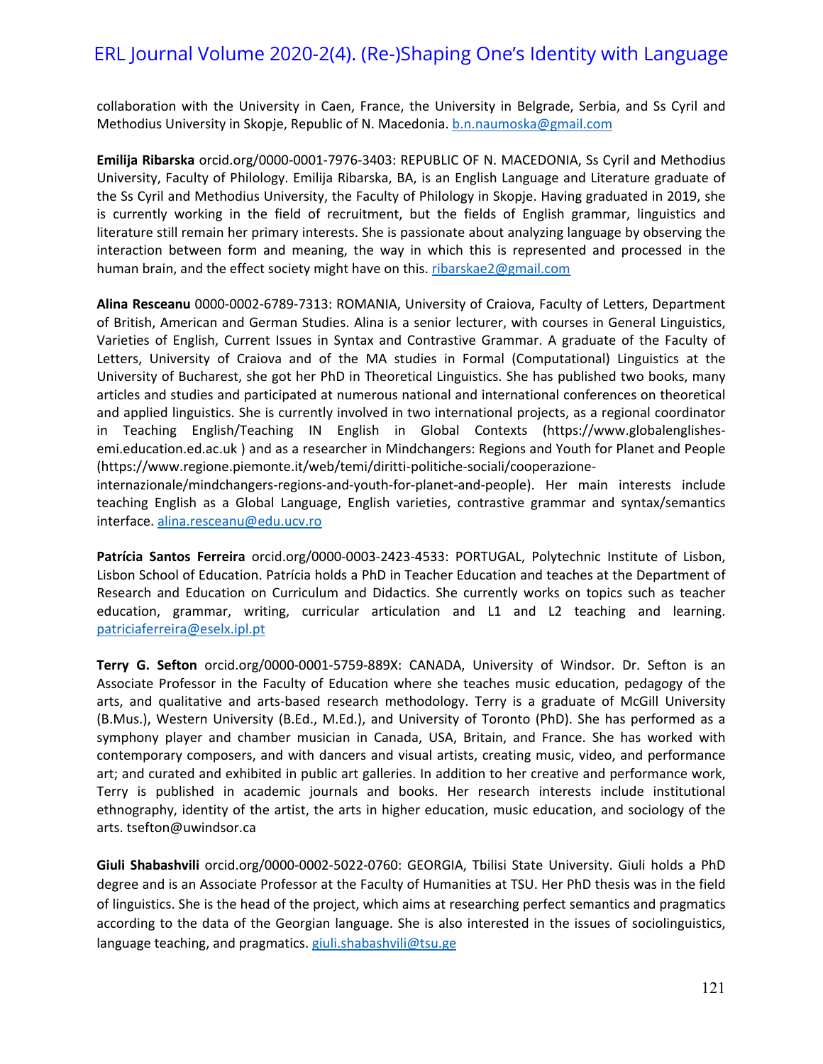collaboration with the University in Caen, France, the University in Belgrade, Serbia, and Ss Cyril and Methodius University in Skopje, Republic of N. Macedonia. b.n.naumoska@gmail.com

**Emilija Ribarska** orcid.org/0000-0001-7976-3403: REPUBLIC OF N. MACEDONIA, Ss Cyril and Methodius University, Faculty of Philology. Emilija Ribarska, BA, is an English Language and Literature graduate of the Ss Cyril and Methodius University, the Faculty of Philology in Skopje. Having graduated in 2019, she is currently working in the field of recruitment, but the fields of English grammar, linguistics and literature still remain her primary interests. She is passionate about analyzing language by observing the interaction between form and meaning, the way in which this is represented and processed in the human brain, and the effect society might have on this. ribarskae2@gmail.com

**Alina Resceanu** 0000-0002-6789-7313: ROMANIA, University of Craiova, Faculty of Letters, Department of British, American and German Studies. Alina is a senior lecturer, with courses in General Linguistics, Varieties of English, Current Issues in Syntax and Contrastive Grammar. A graduate of the Faculty of Letters, University of Craiova and of the MA studies in Formal (Computational) Linguistics at the University of Bucharest, she got her PhD in Theoretical Linguistics. She has published two books, many articles and studies and participated at numerous national and international conferences on theoretical and applied linguistics. She is currently involved in two international projects, as a regional coordinator in Teaching English/Teaching IN English in Global Contexts (https://www.globalenglishes-emi.education.ed.ac.uk ) and as a researcher in Mindchangers: Regions and Youth for Planet and People (https://www.regione.piemonte.it/web/temi/diritti-politiche-sociali/cooperazione-internazionale/mindchangers-regions-and-youth-for-planet-and-people). Her main interests include teaching English as a Global Language, English varieties, contrastive grammar and syntax/semantics interface. alina.resceanu@edu.ucv.ro

**Patrícia Santos Ferreira** orcid.org/0000-0003-2423-4533: PORTUGAL, Polytechnic Institute of Lisbon, Lisbon School of Education. Patrícia holds a PhD in Teacher Education and teaches at the Department of Research and Education on Curriculum and Didactics. She currently works on topics such as teacher education, grammar, writing, curricular articulation and L1 and L2 teaching and learning. patriciaferreira@eselx.ipl.pt

**Terry G. Sefton** orcid.org/0000-0001-5759-889X: CANADA, University of Windsor. Dr. Sefton is an Associate Professor in the Faculty of Education where she teaches music education, pedagogy of the arts, and qualitative and arts-based research methodology. Terry is a graduate of McGill University (B.Mus.), Western University (B.Ed., M.Ed.), and University of Toronto (PhD). She has performed as a symphony player and chamber musician in Canada, USA, Britain, and France. She has worked with contemporary composers, and with dancers and visual artists, creating music, video, and performance art; and curated and exhibited in public art galleries. In addition to her creative and performance work, Terry is published in academic journals and books. Her research interests include institutional ethnography, identity of the artist, the arts in higher education, music education, and sociology of the arts. tsefton@uwindsor.ca

**Giuli Shabashvili** orcid.org/0000-0002-5022-0760: GEORGIA, Tbilisi State University. Giuli holds a PhD degree and is an Associate Professor at the Faculty of Humanities at TSU. Her PhD thesis was in the field of linguistics. She is the head of the project, which aims at researching perfect semantics and pragmatics according to the data of the Georgian language. She is also interested in the issues of sociolinguistics, language teaching, and pragmatics. giuli.shabashvili@tsu.ge